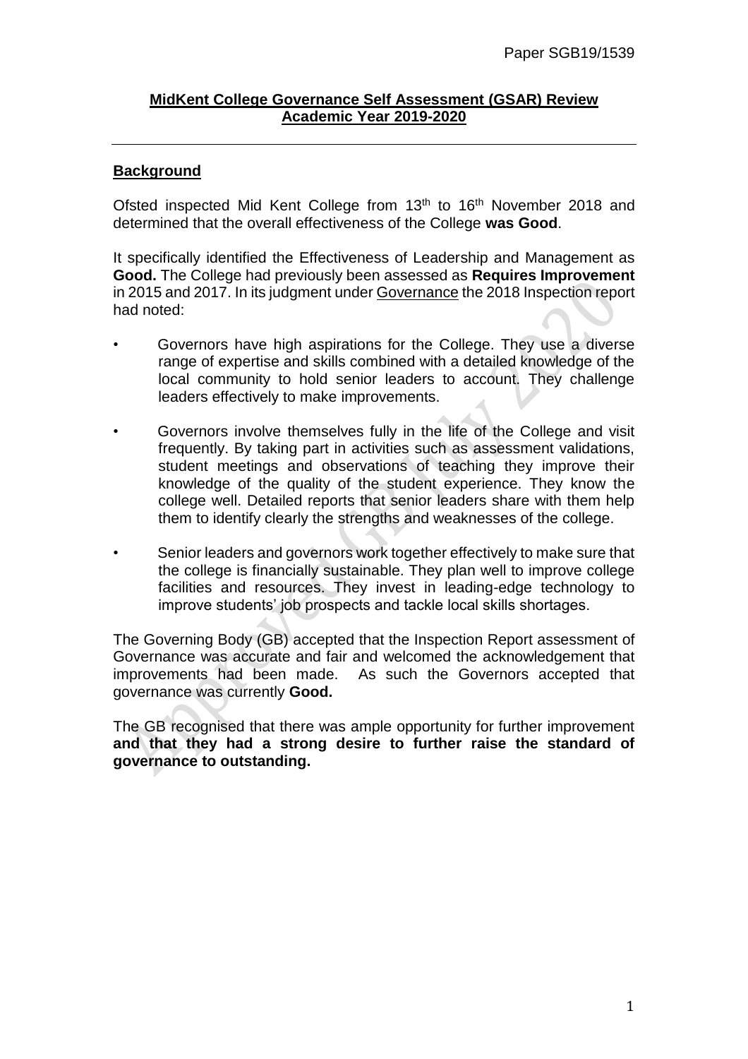Paper SGB19/1539

# MidKent College Governance Self Assessment (GSAR) Review Academic Year 2019-2020

## Background

Ofsted inspected Mid Kent College from 13th to 16th November 2018 and determined that the overall effectiveness of the College **was Good**.

It specifically identified the Effectiveness of Leadership and Management as **Good.** The College had previously been assessed as **Requires Improvement** in 2015 and 2017. In its judgment under Governance the 2018 Inspection report had noted:

- Governors have high aspirations for the College. They use a diverse range of expertise and skills combined with a detailed knowledge of the local community to hold senior leaders to account. They challenge leaders effectively to make improvements.
- Governors involve themselves fully in the life of the College and visit frequently. By taking part in activities such as assessment validations, student meetings and observations of teaching they improve their knowledge of the quality of the student experience. They know the college well. Detailed reports that senior leaders share with them help them to identify clearly the strengths and weaknesses of the college.
- Senior leaders and governors work together effectively to make sure that the college is financially sustainable. They plan well to improve college facilities and resources. They invest in leading-edge technology to improve students' job prospects and tackle local skills shortages.

The Governing Body (GB) accepted that the Inspection Report assessment of Governance was accurate and fair and welcomed the acknowledgement that improvements had been made. As such the Governors accepted that governance was currently **Good.**

The GB recognised that there was ample opportunity for further improvement **and that they had a strong desire to further raise the standard of governance to outstanding.**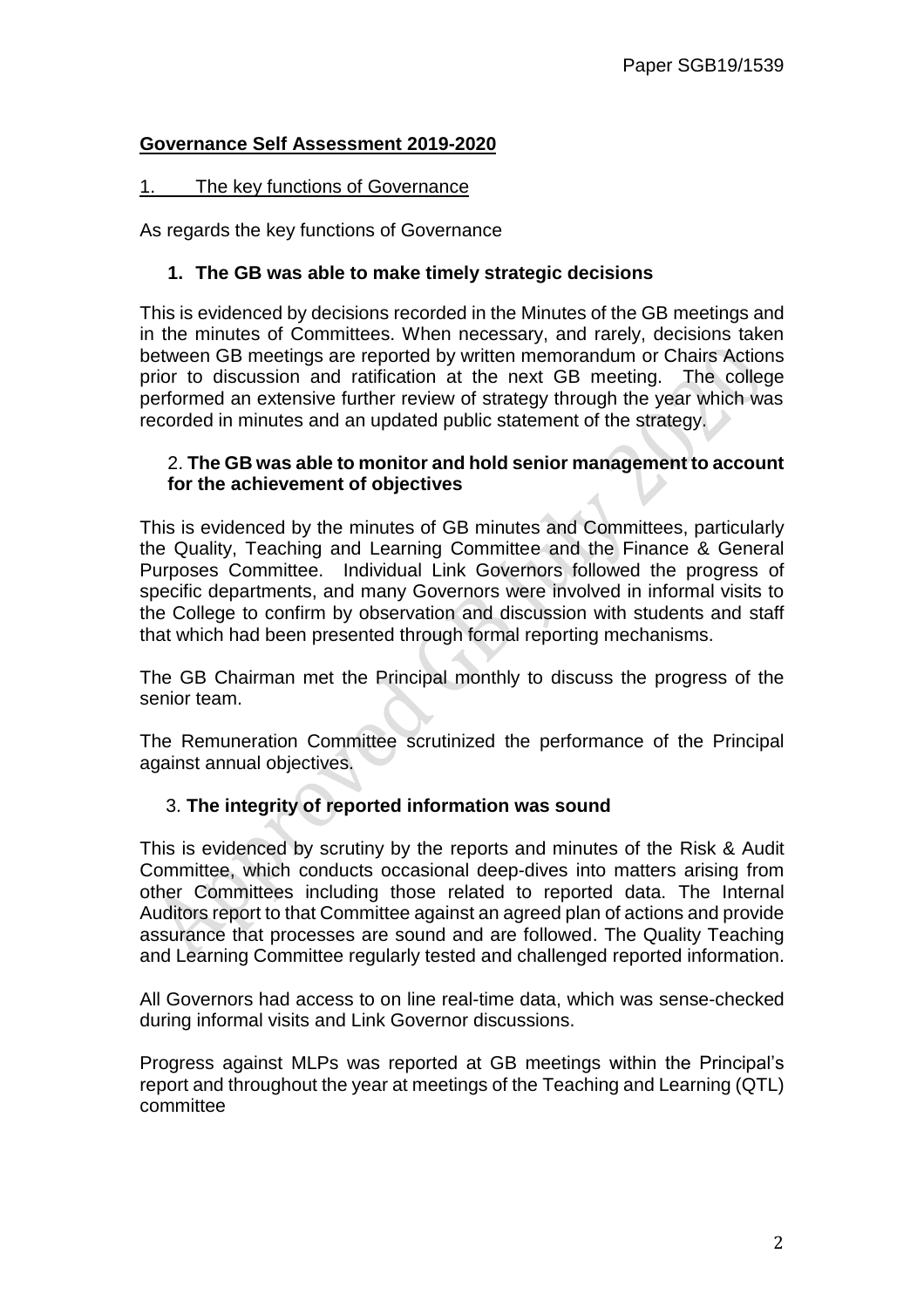Paper SGB19/1539

## Governance Self Assessment 2019-2020

### 1. The key functions of Governance

As regards the key functions of Governance

**1. The GB was able to make timely strategic decisions**

This is evidenced by decisions recorded in the Minutes of the GB meetings and in the minutes of Committees. When necessary, and rarely, decisions taken between GB meetings are reported by written memorandum or Chairs Actions prior to discussion and ratification at the next GB meeting. The college performed an extensive further review of strategy through the year which was recorded in minutes and an updated public statement of the strategy.

2. **The GB was able to monitor and hold senior management to account for the achievement of objectives**

This is evidenced by the minutes of GB minutes and Committees, particularly the Quality, Teaching and Learning Committee and the Finance & General Purposes Committee. Individual Link Governors followed the progress of specific departments, and many Governors were involved in informal visits to the College to confirm by observation and discussion with students and staff that which had been presented through formal reporting mechanisms.

The GB Chairman met the Principal monthly to discuss the progress of the senior team.

The Remuneration Committee scrutinized the performance of the Principal against annual objectives.

3. **The integrity of reported information was sound**

This is evidenced by scrutiny by the reports and minutes of the Risk & Audit Committee, which conducts occasional deep-dives into matters arising from other Committees including those related to reported data. The Internal Auditors report to that Committee against an agreed plan of actions and provide assurance that processes are sound and are followed. The Quality Teaching and Learning Committee regularly tested and challenged reported information.

All Governors had access to on line real-time data, which was sense-checked during informal visits and Link Governor discussions.

Progress against MLPs was reported at GB meetings within the Principal's report and throughout the year at meetings of the Teaching and Learning (QTL) committee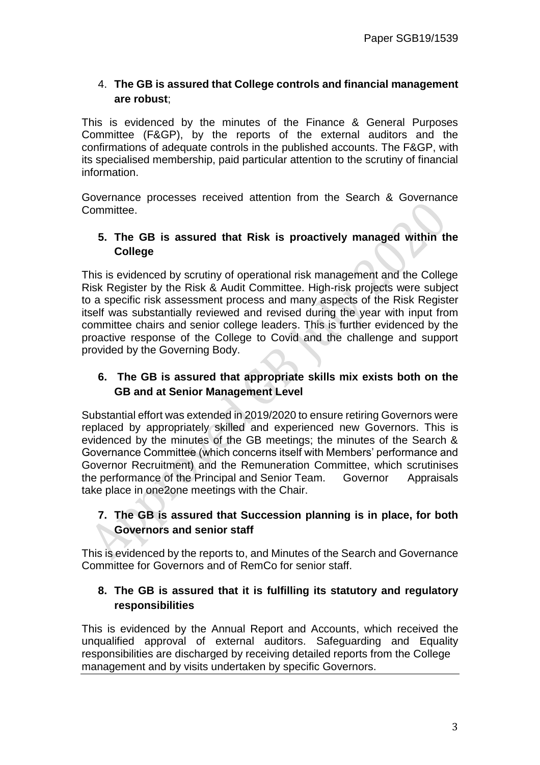4. **The GB is assured that College controls and financial management are robust**;

This is evidenced by the minutes of the Finance & General Purposes Committee (F&GP), by the reports of the external auditors and the confirmations of adequate controls in the published accounts. The F&GP, with its specialised membership, paid particular attention to the scrutiny of financial information.

Governance processes received attention from the Search & Governance Committee.

5. **The GB is assured that Risk is proactively managed within the College**

This is evidenced by scrutiny of operational risk management and the College Risk Register by the Risk & Audit Committee. High-risk projects were subject to a specific risk assessment process and many aspects of the Risk Register itself was substantially reviewed and revised during the year with input from committee chairs and senior college leaders. This is further evidenced by the proactive response of the College to Covid and the challenge and support provided by the Governing Body.

6. **The GB is assured that appropriate skills mix exists both on the GB and at Senior Management Level**

Substantial effort was extended in 2019/2020 to ensure retiring Governors were replaced by appropriately skilled and experienced new Governors. This is evidenced by the minutes of the GB meetings; the minutes of the Search & Governance Committee (which concerns itself with Members' performance and Governor Recruitment) and the Remuneration Committee, which scrutinises the performance of the Principal and Senior Team. Governor Appraisals take place in one2one meetings with the Chair.

7. **The GB is assured that Succession planning is in place, for both Governors and senior staff**

This is evidenced by the reports to, and Minutes of the Search and Governance Committee for Governors and of RemCo for senior staff.

8. **The GB is assured that it is fulfilling its statutory and regulatory responsibilities**

This is evidenced by the Annual Report and Accounts, which received the unqualified approval of external auditors. Safeguarding and Equality responsibilities are discharged by receiving detailed reports from the College management and by visits undertaken by specific Governors.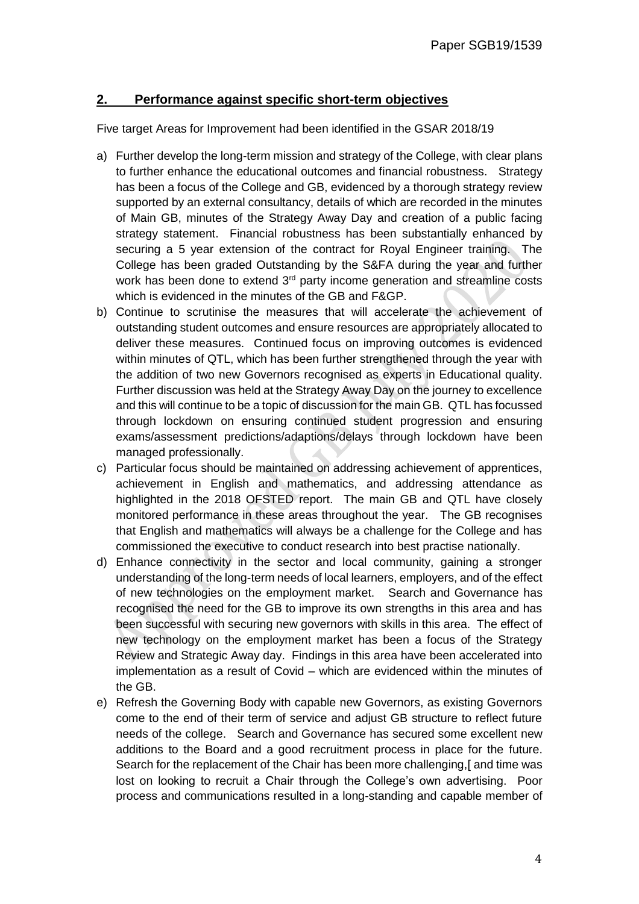## 2. Performance against specific short-term objectives

Five target Areas for Improvement had been identified in the GSAR 2018/19

a) Further develop the long-term mission and strategy of the College, with clear plans to further enhance the educational outcomes and financial robustness. Strategy has been a focus of the College and GB, evidenced by a thorough strategy review supported by an external consultancy, details of which are recorded in the minutes of Main GB, minutes of the Strategy Away Day and creation of a public facing strategy statement. Financial robustness has been substantially enhanced by securing a 5 year extension of the contract for Royal Engineer training. The College has been graded Outstanding by the S&FA during the year and further work has been done to extend 3rd party income generation and streamline costs which is evidenced in the minutes of the GB and F&GP.

b) Continue to scrutinise the measures that will accelerate the achievement of outstanding student outcomes and ensure resources are appropriately allocated to deliver these measures. Continued focus on improving outcomes is evidenced within minutes of QTL, which has been further strengthened through the year with the addition of two new Governors recognised as experts in Educational quality. Further discussion was held at the Strategy Away Day on the journey to excellence and this will continue to be a topic of discussion for the main GB. QTL has focussed through lockdown on ensuring continued student progression and ensuring exams/assessment predictions/adaptions/delays through lockdown have been managed professionally.

c) Particular focus should be maintained on addressing achievement of apprentices, achievement in English and mathematics, and addressing attendance as highlighted in the 2018 OFSTED report. The main GB and QTL have closely monitored performance in these areas throughout the year. The GB recognises that English and mathematics will always be a challenge for the College and has commissioned the executive to conduct research into best practise nationally.

d) Enhance connectivity in the sector and local community, gaining a stronger understanding of the long-term needs of local learners, employers, and of the effect of new technologies on the employment market. Search and Governance has recognised the need for the GB to improve its own strengths in this area and has been successful with securing new governors with skills in this area. The effect of new technology on the employment market has been a focus of the Strategy Review and Strategic Away day. Findings in this area have been accelerated into implementation as a result of Covid – which are evidenced within the minutes of the GB.

e) Refresh the Governing Body with capable new Governors, as existing Governors come to the end of their term of service and adjust GB structure to reflect future needs of the college. Search and Governance has secured some excellent new additions to the Board and a good recruitment process in place for the future. Search for the replacement of the Chair has been more challenging,[ and time was lost on looking to recruit a Chair through the College's own advertising. Poor process and communications resulted in a long-standing and capable member of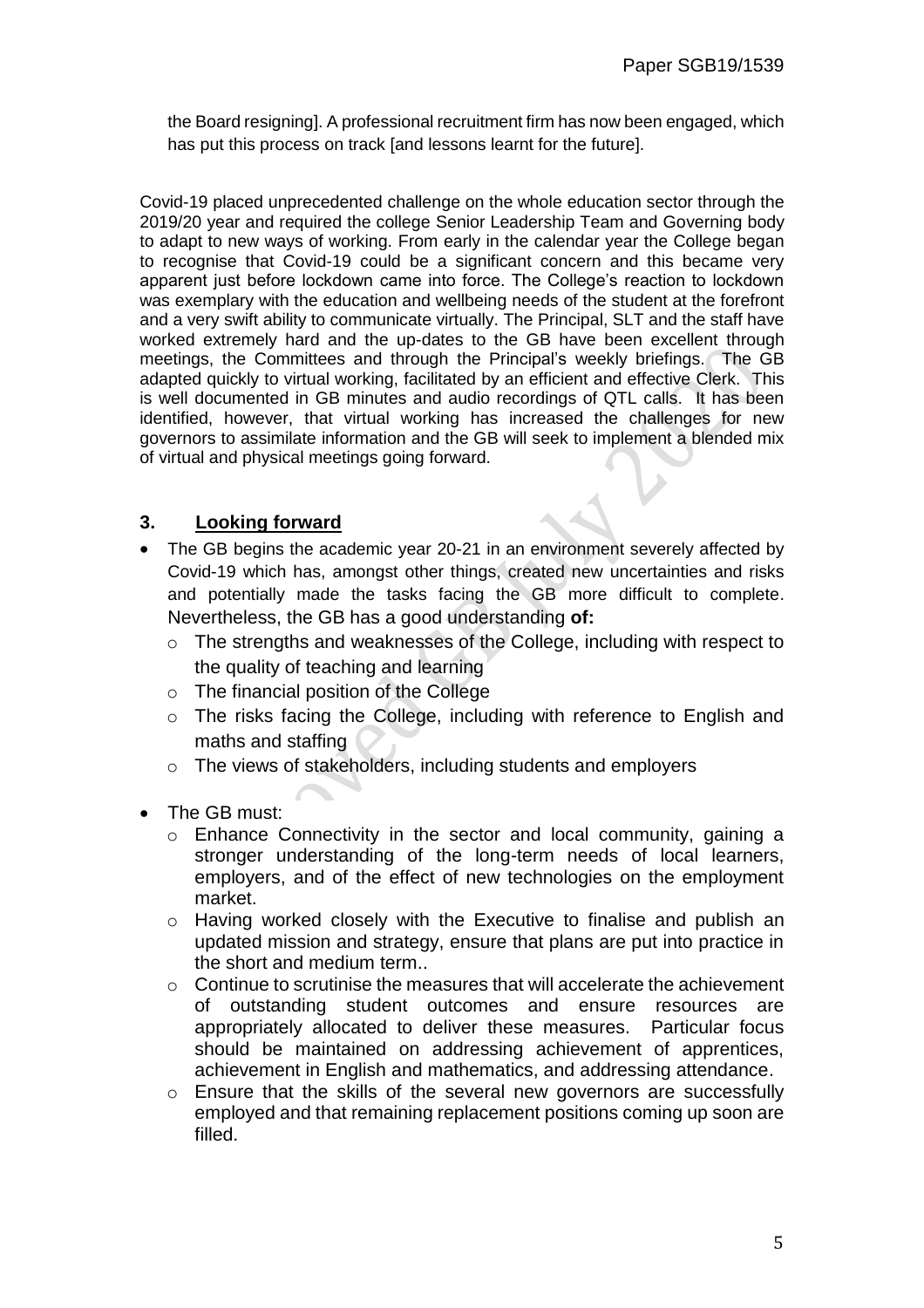the Board resigning]. A professional recruitment firm has now been engaged, which has put this process on track [and lessons learnt for the future].

Covid-19 placed unprecedented challenge on the whole education sector through the 2019/20 year and required the college Senior Leadership Team and Governing body to adapt to new ways of working. From early in the calendar year the College began to recognise that Covid-19 could be a significant concern and this became very apparent just before lockdown came into force. The College's reaction to lockdown was exemplary with the education and wellbeing needs of the student at the forefront and a very swift ability to communicate virtually. The Principal, SLT and the staff have worked extremely hard and the up-dates to the GB have been excellent through meetings, the Committees and through the Principal's weekly briefings. The GB adapted quickly to virtual working, facilitated by an efficient and effective Clerk. This is well documented in GB minutes and audio recordings of QTL calls. It has been identified, however, that virtual working has increased the challenges for new governors to assimilate information and the GB will seek to implement a blended mix of virtual and physical meetings going forward.

## 3. Looking forward

- The GB begins the academic year 20-21 in an environment severely affected by Covid-19 which has, amongst other things, created new uncertainties and risks and potentially made the tasks facing the GB more difficult to complete. Nevertheless, the GB has a good understanding **of:**
  - The strengths and weaknesses of the College, including with respect to the quality of teaching and learning
  - The financial position of the College
  - The risks facing the College, including with reference to English and maths and staffing
  - The views of stakeholders, including students and employers

- The GB must:
  - Enhance Connectivity in the sector and local community, gaining a stronger understanding of the long-term needs of local learners, employers, and of the effect of new technologies on the employment market.
  - Having worked closely with the Executive to finalise and publish an updated mission and strategy, ensure that plans are put into practice in the short and medium term..
  - Continue to scrutinise the measures that will accelerate the achievement of outstanding student outcomes and ensure resources are appropriately allocated to deliver these measures. Particular focus should be maintained on addressing achievement of apprentices, achievement in English and mathematics, and addressing attendance.
  - Ensure that the skills of the several new governors are successfully employed and that remaining replacement positions coming up soon are filled.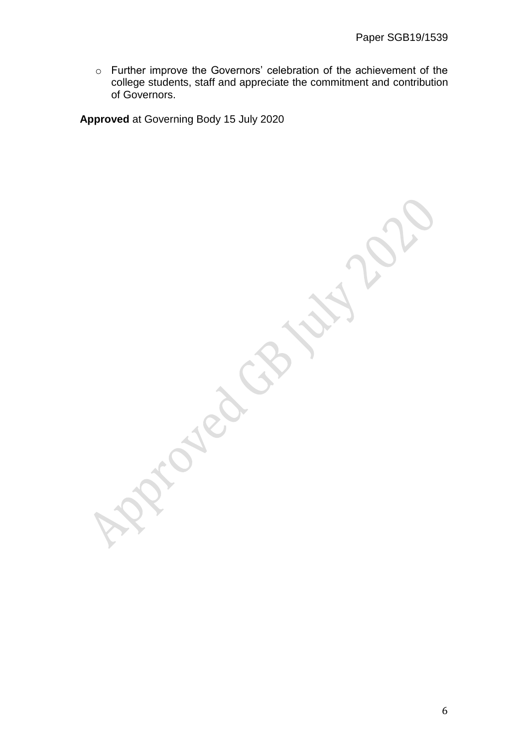- Further improve the Governors' celebration of the achievement of the college students, staff and appreciate the commitment and contribution of Governors.

**Approved** at Governing Body 15 July 2020